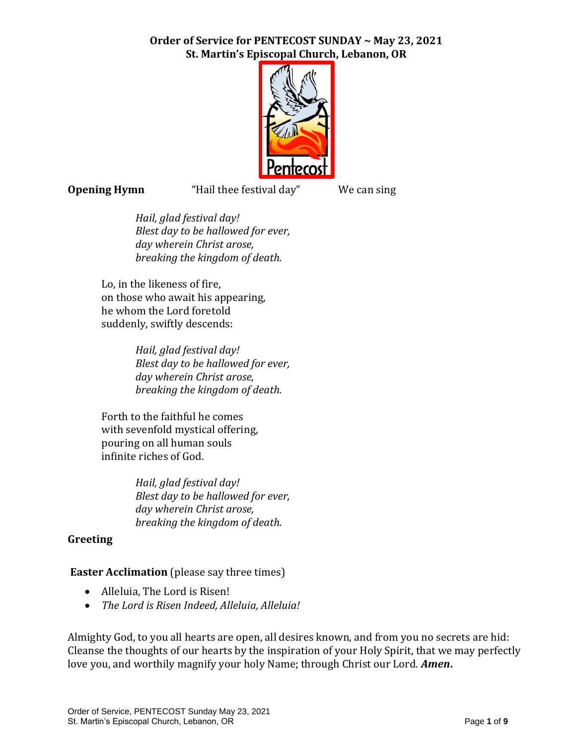**Order of Service for PENTECOST SUNDAY ~ May 23, 2021**
**St. Martin's Episcopal Church, Lebanon, OR**

**Opening Hymn** "Hail thee festival day" We can sing

*Hail, glad festival day!*
*Blest day to be hallowed for ever,*
*day wherein Christ arose,*
*breaking the kingdom of death.*

Lo, in the likeness of fire,
on those who await his appearing,
he whom the Lord foretold
suddenly, swiftly descends:

*Hail, glad festival day!*
*Blest day to be hallowed for ever,*
*day wherein Christ arose,*
*breaking the kingdom of death.*

Forth to the faithful he comes
with sevenfold mystical offering,
pouring on all human souls
infinite riches of God.

*Hail, glad festival day!*
*Blest day to be hallowed for ever,*
*day wherein Christ arose,*
*breaking the kingdom of death.*

**Greeting**

**Easter Acclimation** (please say three times)

- Alleluia, The Lord is Risen!
- *The Lord is Risen Indeed, Alleluia, Alleluia!*

Almighty God, to you all hearts are open, all desires known, and from you no secrets are hid: Cleanse the thoughts of our hearts by the inspiration of your Holy Spirit, that we may perfectly love you, and worthily magnify your holy Name; through Christ our Lord. ***Amen*.**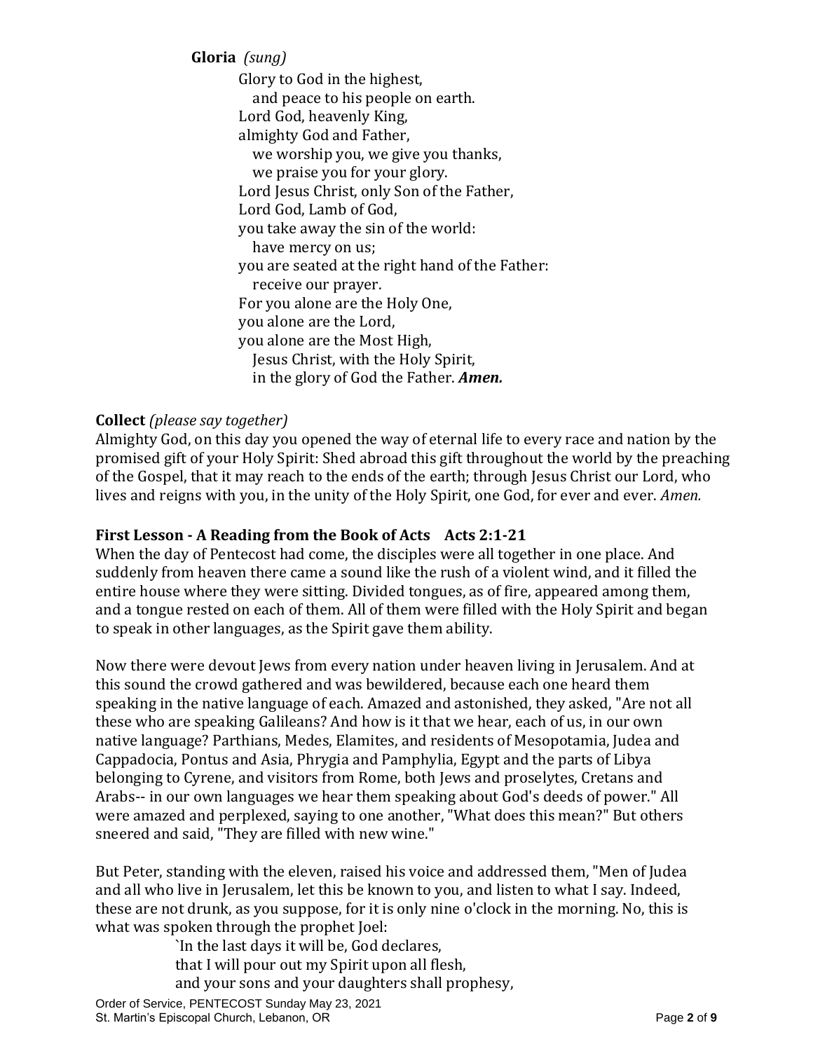**Gloria** *(sung)*

Glory to God in the highest,
&nbsp;&nbsp;&nbsp;and peace to his people on earth.
Lord God, heavenly King,
almighty God and Father,
&nbsp;&nbsp;&nbsp;we worship you, we give you thanks,
&nbsp;&nbsp;&nbsp;we praise you for your glory.
Lord Jesus Christ, only Son of the Father,
Lord God, Lamb of God,
you take away the sin of the world:
&nbsp;&nbsp;&nbsp;have mercy on us;
you are seated at the right hand of the Father:
&nbsp;&nbsp;&nbsp;receive our prayer.
For you alone are the Holy One,
you alone are the Lord,
you alone are the Most High,
&nbsp;&nbsp;&nbsp;Jesus Christ, with the Holy Spirit,
&nbsp;&nbsp;&nbsp;in the glory of God the Father. ***Amen.***

**Collect** *(please say together)*

Almighty God, on this day you opened the way of eternal life to every race and nation by the promised gift of your Holy Spirit: Shed abroad this gift throughout the world by the preaching of the Gospel, that it may reach to the ends of the earth; through Jesus Christ our Lord, who lives and reigns with you, in the unity of the Holy Spirit, one God, for ever and ever. *Amen.*

**First Lesson - A Reading from the Book of Acts    Acts 2:1-21**

When the day of Pentecost had come, the disciples were all together in one place. And suddenly from heaven there came a sound like the rush of a violent wind, and it filled the entire house where they were sitting. Divided tongues, as of fire, appeared among them, and a tongue rested on each of them. All of them were filled with the Holy Spirit and began to speak in other languages, as the Spirit gave them ability.

Now there were devout Jews from every nation under heaven living in Jerusalem. And at this sound the crowd gathered and was bewildered, because each one heard them speaking in the native language of each. Amazed and astonished, they asked, "Are not all these who are speaking Galileans? And how is it that we hear, each of us, in our own native language? Parthians, Medes, Elamites, and residents of Mesopotamia, Judea and Cappadocia, Pontus and Asia, Phrygia and Pamphylia, Egypt and the parts of Libya belonging to Cyrene, and visitors from Rome, both Jews and proselytes, Cretans and Arabs-- in our own languages we hear them speaking about God's deeds of power." All were amazed and perplexed, saying to one another, "What does this mean?" But others sneered and said, "They are filled with new wine."

But Peter, standing with the eleven, raised his voice and addressed them, "Men of Judea and all who live in Jerusalem, let this be known to you, and listen to what I say. Indeed, these are not drunk, as you suppose, for it is only nine o'clock in the morning. No, this is what was spoken through the prophet Joel:

> `In the last days it will be, God declares,
> that I will pour out my Spirit upon all flesh,
> and your sons and your daughters shall prophesy,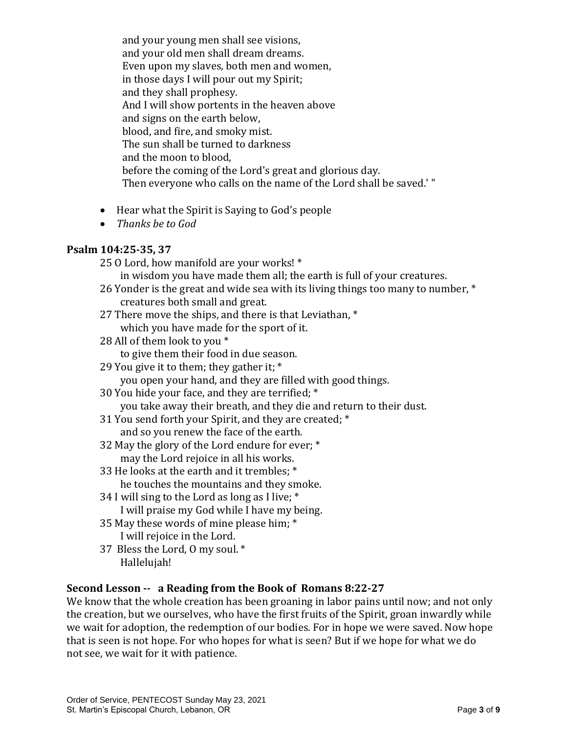and your young men shall see visions,
and your old men shall dream dreams.
Even upon my slaves, both men and women,
in those days I will pour out my Spirit;
and they shall prophesy.
And I will show portents in the heaven above
and signs on the earth below,
blood, and fire, and smoky mist.
The sun shall be turned to darkness
and the moon to blood,
before the coming of the Lord's great and glorious day.
Then everyone who calls on the name of the Lord shall be saved.' "

- Hear what the Spirit is Saying to God's people
- *Thanks be to God*

**Psalm 104:25-35, 37**

25 O Lord, how manifold are your works! *
  in wisdom you have made them all; the earth is full of your creatures.
26 Yonder is the great and wide sea with its living things too many to number, *
  creatures both small and great.
27 There move the ships, and there is that Leviathan, *
  which you have made for the sport of it.
28 All of them look to you *
  to give them their food in due season.
29 You give it to them; they gather it; *
  you open your hand, and they are filled with good things.
30 You hide your face, and they are terrified; *
  you take away their breath, and they die and return to their dust.
31 You send forth your Spirit, and they are created; *
  and so you renew the face of the earth.
32 May the glory of the Lord endure for ever; *
  may the Lord rejoice in all his works.
33 He looks at the earth and it trembles; *
  he touches the mountains and they smoke.
34 I will sing to the Lord as long as I live; *
  I will praise my God while I have my being.
35 May these words of mine please him; *
  I will rejoice in the Lord.
37 Bless the Lord, O my soul. *
  Hallelujah!

**Second Lesson -- a Reading from the Book of Romans 8:22-27**

We know that the whole creation has been groaning in labor pains until now; and not only the creation, but we ourselves, who have the first fruits of the Spirit, groan inwardly while we wait for adoption, the redemption of our bodies. For in hope we were saved. Now hope that is seen is not hope. For who hopes for what is seen? But if we hope for what we do not see, we wait for it with patience.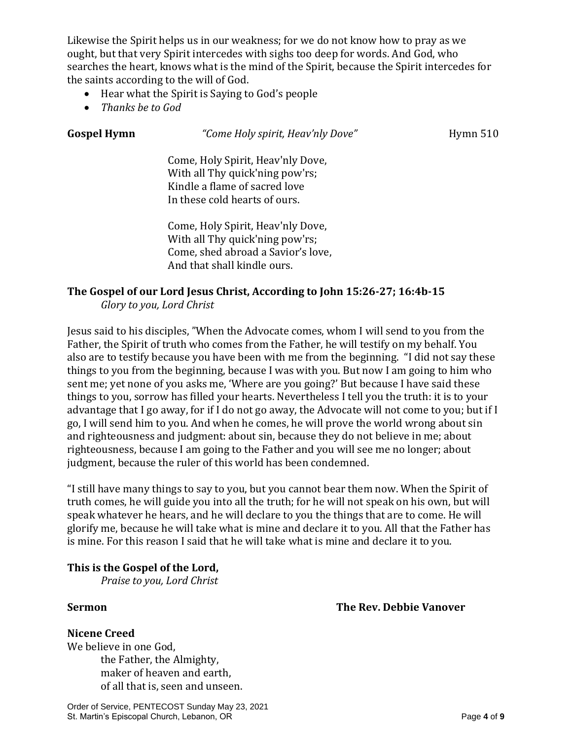Likewise the Spirit helps us in our weakness; for we do not know how to pray as we ought, but that very Spirit intercedes with sighs too deep for words. And God, who searches the heart, knows what is the mind of the Spirit, because the Spirit intercedes for the saints according to the will of God.

- Hear what the Spirit is Saying to God's people
- *Thanks be to God*

**Gospel Hymn** *"Come Holy spirit, Heav'nly Dove"* Hymn 510

Come, Holy Spirit, Heav'nly Dove,
With all Thy quick'ning pow'rs;
Kindle a flame of sacred love
In these cold hearts of ours.

Come, Holy Spirit, Heav'nly Dove,
With all Thy quick'ning pow'rs;
Come, shed abroad a Savior's love,
And that shall kindle ours.

**The Gospel of our Lord Jesus Christ, According to John 15:26-27; 16:4b-15**
*Glory to you, Lord Christ*

Jesus said to his disciples, "When the Advocate comes, whom I will send to you from the Father, the Spirit of truth who comes from the Father, he will testify on my behalf. You also are to testify because you have been with me from the beginning. "I did not say these things to you from the beginning, because I was with you. But now I am going to him who sent me; yet none of you asks me, 'Where are you going?' But because I have said these things to you, sorrow has filled your hearts. Nevertheless I tell you the truth: it is to your advantage that I go away, for if I do not go away, the Advocate will not come to you; but if I go, I will send him to you. And when he comes, he will prove the world wrong about sin and righteousness and judgment: about sin, because they do not believe in me; about righteousness, because I am going to the Father and you will see me no longer; about judgment, because the ruler of this world has been condemned.

"I still have many things to say to you, but you cannot bear them now. When the Spirit of truth comes, he will guide you into all the truth; for he will not speak on his own, but will speak whatever he hears, and he will declare to you the things that are to come. He will glorify me, because he will take what is mine and declare it to you. All that the Father has is mine. For this reason I said that he will take what is mine and declare it to you.

**This is the Gospel of the Lord,**
*Praise to you, Lord Christ*

**Sermon** **The Rev. Debbie Vanover**

**Nicene Creed**
We believe in one God,
the Father, the Almighty,
maker of heaven and earth,
of all that is, seen and unseen.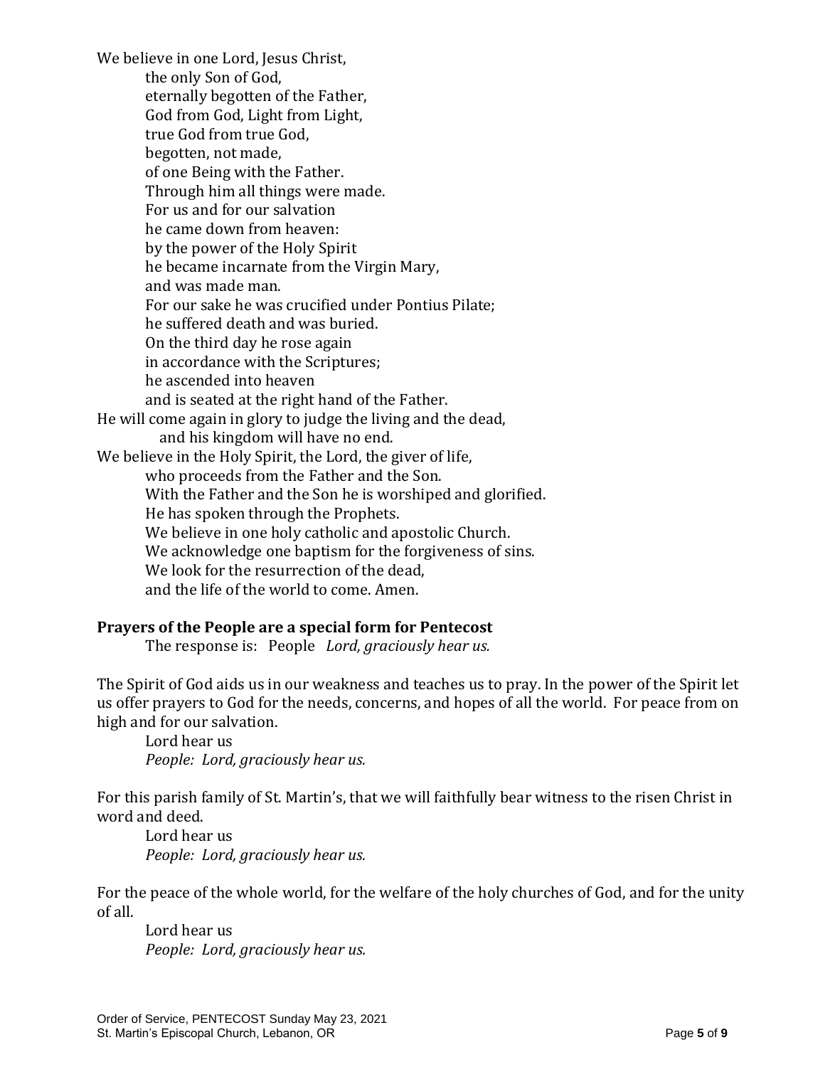We believe in one Lord, Jesus Christ,
the only Son of God,
eternally begotten of the Father,
God from God, Light from Light,
true God from true God,
begotten, not made,
of one Being with the Father.
Through him all things were made.
For us and for our salvation
he came down from heaven:
by the power of the Holy Spirit
he became incarnate from the Virgin Mary,
and was made man.
For our sake he was crucified under Pontius Pilate;
he suffered death and was buried.
On the third day he rose again
in accordance with the Scriptures;
he ascended into heaven
and is seated at the right hand of the Father.
He will come again in glory to judge the living and the dead,
and his kingdom will have no end.
We believe in the Holy Spirit, the Lord, the giver of life,
who proceeds from the Father and the Son.
With the Father and the Son he is worshiped and glorified.
He has spoken through the Prophets.
We believe in one holy catholic and apostolic Church.
We acknowledge one baptism for the forgiveness of sins.
We look for the resurrection of the dead,
and the life of the world to come. Amen.

**Prayers of the People are a special form for Pentecost**

The response is: People *Lord, graciously hear us.*

The Spirit of God aids us in our weakness and teaches us to pray. In the power of the Spirit let us offer prayers to God for the needs, concerns, and hopes of all the world. For peace from on high and for our salvation.

Lord hear us
*People: Lord, graciously hear us.*

For this parish family of St. Martin's, that we will faithfully bear witness to the risen Christ in word and deed.

Lord hear us
*People: Lord, graciously hear us.*

For the peace of the whole world, for the welfare of the holy churches of God, and for the unity of all.

Lord hear us
*People: Lord, graciously hear us.*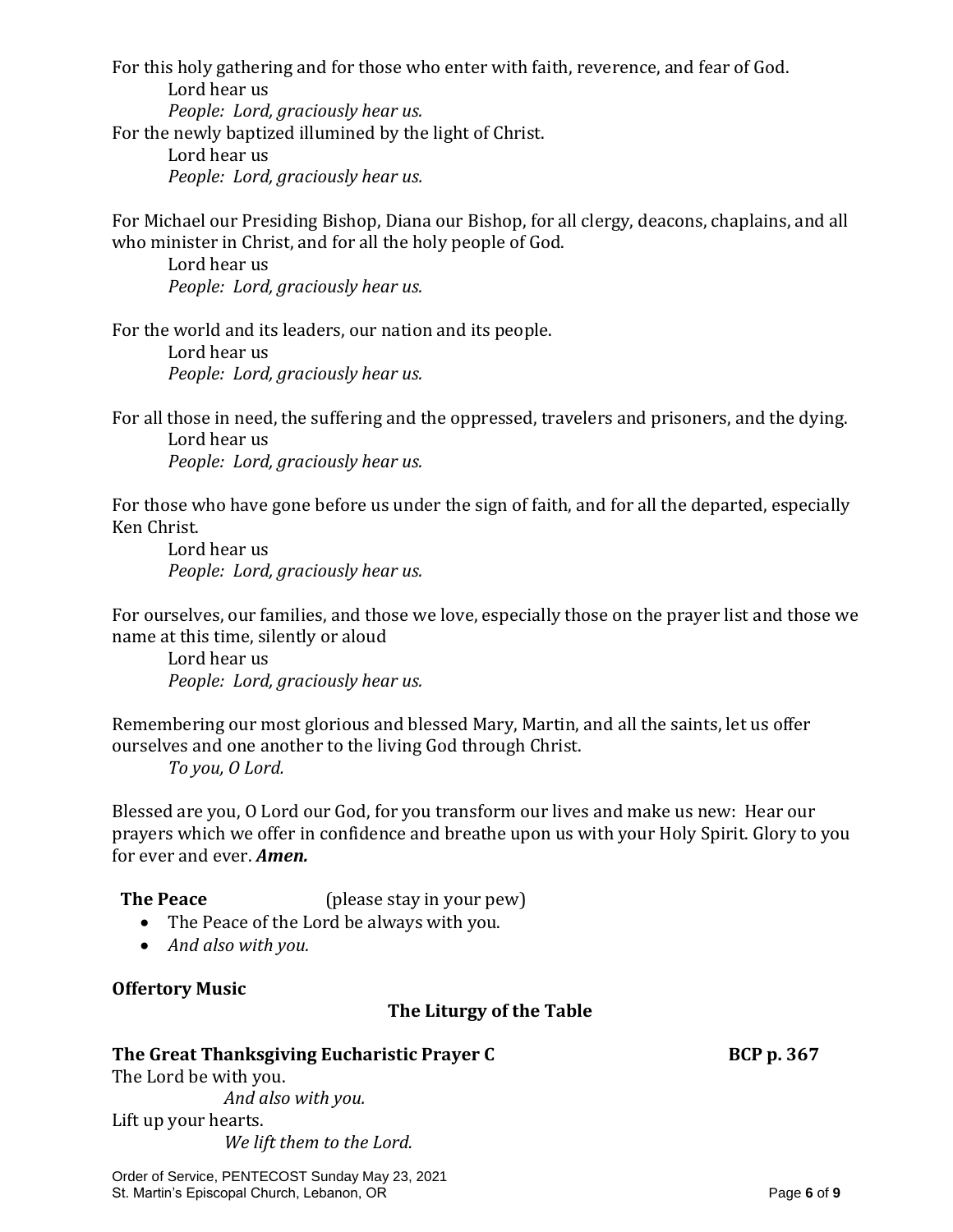For this holy gathering and for those who enter with faith, reverence, and fear of God.
Lord hear us
*People: Lord, graciously hear us.*
For the newly baptized illumined by the light of Christ.
Lord hear us
*People: Lord, graciously hear us.*

For Michael our Presiding Bishop, Diana our Bishop, for all clergy, deacons, chaplains, and all who minister in Christ, and for all the holy people of God.
Lord hear us
*People: Lord, graciously hear us.*

For the world and its leaders, our nation and its people.
Lord hear us
*People: Lord, graciously hear us.*

For all those in need, the suffering and the oppressed, travelers and prisoners, and the dying.
Lord hear us
*People: Lord, graciously hear us.*

For those who have gone before us under the sign of faith, and for all the departed, especially Ken Christ.
Lord hear us
*People: Lord, graciously hear us.*

For ourselves, our families, and those we love, especially those on the prayer list and those we name at this time, silently or aloud
Lord hear us
*People: Lord, graciously hear us.*

Remembering our most glorious and blessed Mary, Martin, and all the saints, let us offer ourselves and one another to the living God through Christ.
*To you, O Lord.*

Blessed are you, O Lord our God, for you transform our lives and make us new: Hear our prayers which we offer in confidence and breathe upon us with your Holy Spirit. Glory to you for ever and ever. ***Amen.***

**The Peace** (please stay in your pew)

- The Peace of the Lord be always with you.
- *And also with you.*

**Offertory Music**

## The Liturgy of the Table

### The Great Thanksgiving Eucharistic Prayer C — BCP p. 367

The Lord be with you.
*And also with you.*
Lift up your hearts.
*We lift them to the Lord.*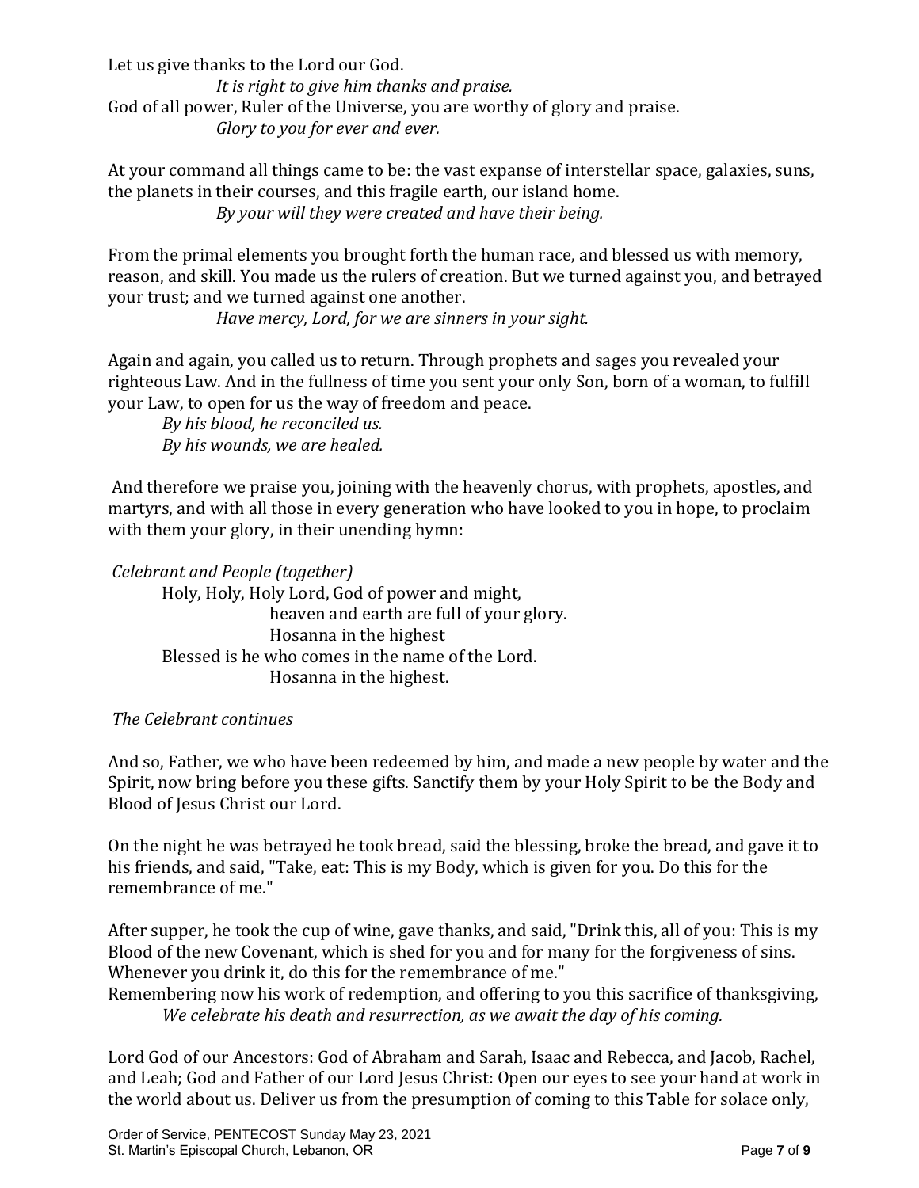Let us give thanks to the Lord our God.

*It is right to give him thanks and praise.*

God of all power, Ruler of the Universe, you are worthy of glory and praise.

*Glory to you for ever and ever.*

At your command all things came to be: the vast expanse of interstellar space, galaxies, suns, the planets in their courses, and this fragile earth, our island home.

*By your will they were created and have their being.*

From the primal elements you brought forth the human race, and blessed us with memory, reason, and skill. You made us the rulers of creation. But we turned against you, and betrayed your trust; and we turned against one another.

*Have mercy, Lord, for we are sinners in your sight.*

Again and again, you called us to return. Through prophets and sages you revealed your righteous Law. And in the fullness of time you sent your only Son, born of a woman, to fulfill your Law, to open for us the way of freedom and peace.

*By his blood, he reconciled us.*
*By his wounds, we are healed.*

And therefore we praise you, joining with the heavenly chorus, with prophets, apostles, and martyrs, and with all those in every generation who have looked to you in hope, to proclaim with them your glory, in their unending hymn:

*Celebrant and People (together)*

Holy, Holy, Holy Lord, God of power and might,
heaven and earth are full of your glory.
Hosanna in the highest
Blessed is he who comes in the name of the Lord.
Hosanna in the highest.

*The Celebrant continues*

And so, Father, we who have been redeemed by him, and made a new people by water and the Spirit, now bring before you these gifts. Sanctify them by your Holy Spirit to be the Body and Blood of Jesus Christ our Lord.

On the night he was betrayed he took bread, said the blessing, broke the bread, and gave it to his friends, and said, "Take, eat: This is my Body, which is given for you. Do this for the remembrance of me."

After supper, he took the cup of wine, gave thanks, and said, "Drink this, all of you: This is my Blood of the new Covenant, which is shed for you and for many for the forgiveness of sins. Whenever you drink it, do this for the remembrance of me."

Remembering now his work of redemption, and offering to you this sacrifice of thanksgiving,

*We celebrate his death and resurrection, as we await the day of his coming.*

Lord God of our Ancestors: God of Abraham and Sarah, Isaac and Rebecca, and Jacob, Rachel, and Leah; God and Father of our Lord Jesus Christ: Open our eyes to see your hand at work in the world about us. Deliver us from the presumption of coming to this Table for solace only,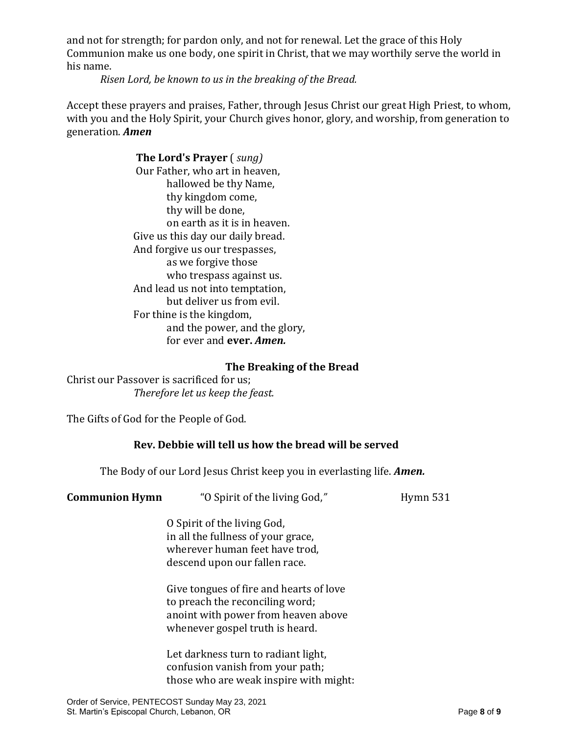and not for strength; for pardon only, and not for renewal. Let the grace of this Holy Communion make us one body, one spirit in Christ, that we may worthily serve the world in his name.

*Risen Lord, be known to us in the breaking of the Bread.*

Accept these prayers and praises, Father, through Jesus Christ our great High Priest, to whom, with you and the Holy Spirit, your Church gives honor, glory, and worship, from generation to generation. ***Amen***

**The Lord's Prayer** ( *sung)*

Our Father, who art in heaven,
hallowed be thy Name,
thy kingdom come,
thy will be done,
on earth as it is in heaven.
Give us this day our daily bread.
And forgive us our trespasses,
as we forgive those
who trespass against us.
And lead us not into temptation,
but deliver us from evil.
For thine is the kingdom,
and the power, and the glory,
for ever and **ever.** ***Amen.***

### The Breaking of the Bread

Christ our Passover is sacrificed for us;
*Therefore let us keep the feast.*

The Gifts of God for the People of God.

**Rev. Debbie will tell us how the bread will be served**

The Body of our Lord Jesus Christ keep you in everlasting life. ***Amen.***

**Communion Hymn** "O Spirit of the living God," Hymn 531

O Spirit of the living God,
in all the fullness of your grace,
wherever human feet have trod,
descend upon our fallen race.

Give tongues of fire and hearts of love
to preach the reconciling word;
anoint with power from heaven above
whenever gospel truth is heard.

Let darkness turn to radiant light,
confusion vanish from your path;
those who are weak inspire with might: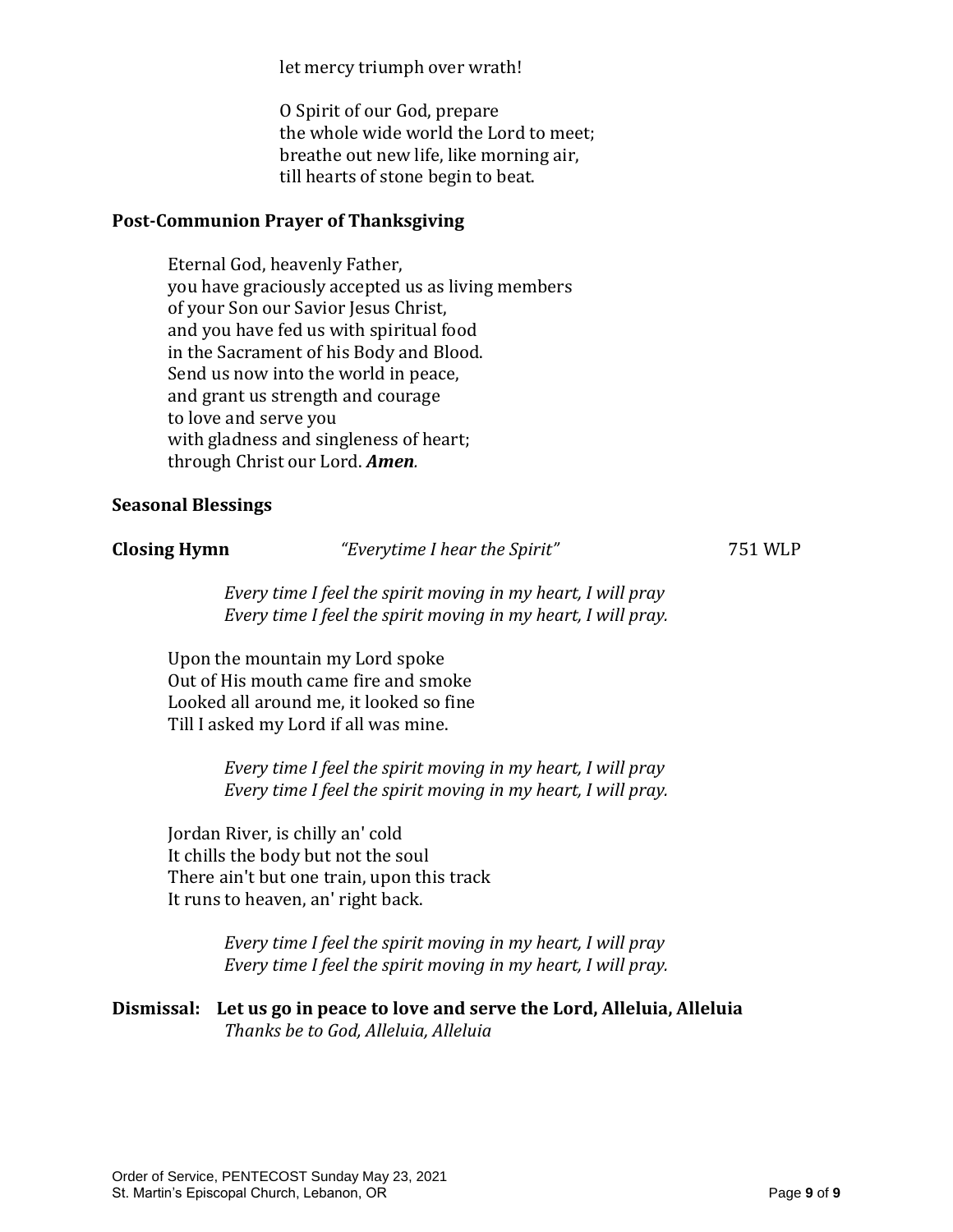let mercy triumph over wrath!

O Spirit of our God, prepare
the whole wide world the Lord to meet;
breathe out new life, like morning air,
till hearts of stone begin to beat.

**Post-Communion Prayer of Thanksgiving**

Eternal God, heavenly Father,
you have graciously accepted us as living members
of your Son our Savior Jesus Christ,
and you have fed us with spiritual food
in the Sacrament of his Body and Blood.
Send us now into the world in peace,
and grant us strength and courage
to love and serve you
with gladness and singleness of heart;
through Christ our Lord. ***Amen***.

**Seasonal Blessings**

**Closing Hymn** *"Everytime I hear the Spirit"* 751 WLP

*Every time I feel the spirit moving in my heart, I will pray*
*Every time I feel the spirit moving in my heart, I will pray.*

Upon the mountain my Lord spoke
Out of His mouth came fire and smoke
Looked all around me, it looked so fine
Till I asked my Lord if all was mine.

*Every time I feel the spirit moving in my heart, I will pray*
*Every time I feel the spirit moving in my heart, I will pray.*

Jordan River, is chilly an' cold
It chills the body but not the soul
There ain't but one train, upon this track
It runs to heaven, an' right back.

*Every time I feel the spirit moving in my heart, I will pray*
*Every time I feel the spirit moving in my heart, I will pray.*

**Dismissal: Let us go in peace to love and serve the Lord, Alleluia, Alleluia**
*Thanks be to God, Alleluia, Alleluia*